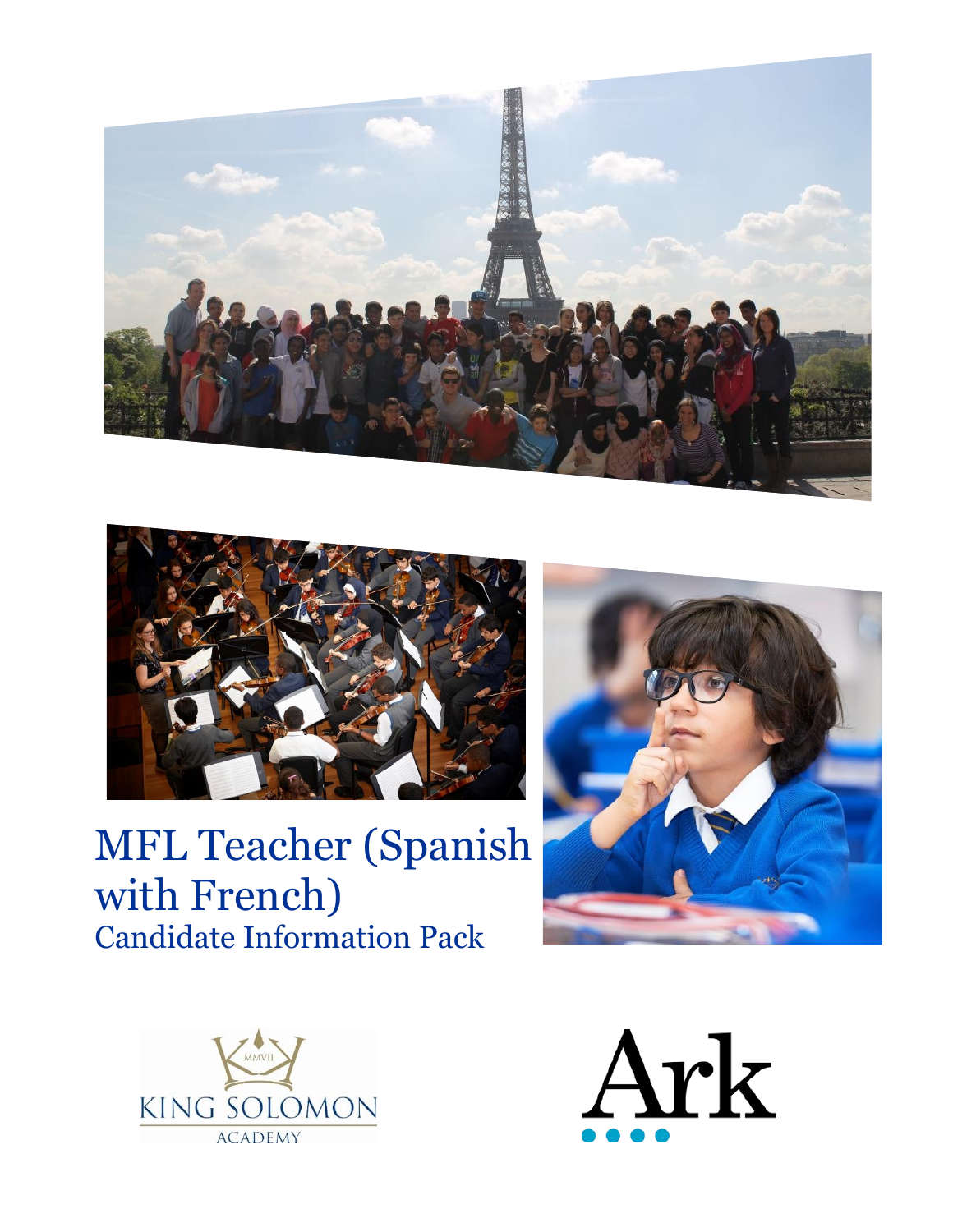# MFL Teacher (Spanish with French)

## Candidate Information Pack

KING SOLOMON ACADEMY

Ark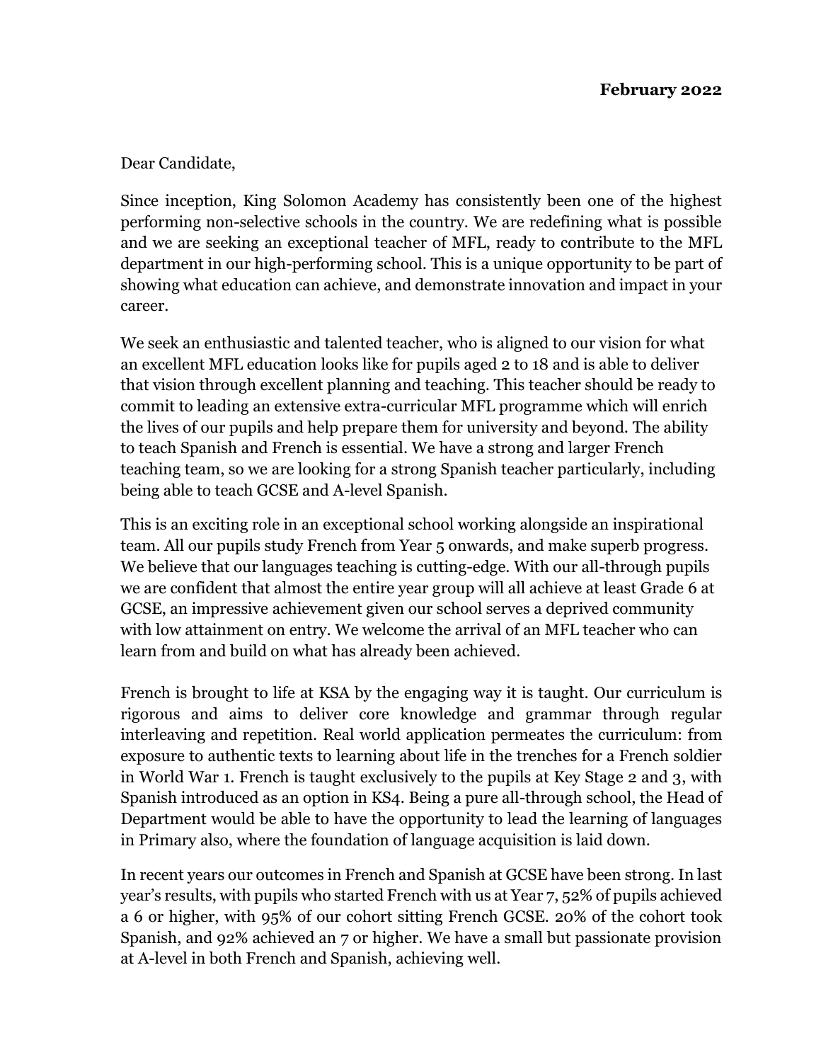**February 2022**

Dear Candidate,

Since inception, King Solomon Academy has consistently been one of the highest performing non-selective schools in the country. We are redefining what is possible and we are seeking an exceptional teacher of MFL, ready to contribute to the MFL department in our high-performing school. This is a unique opportunity to be part of showing what education can achieve, and demonstrate innovation and impact in your career.

We seek an enthusiastic and talented teacher, who is aligned to our vision for what an excellent MFL education looks like for pupils aged 2 to 18 and is able to deliver that vision through excellent planning and teaching. This teacher should be ready to commit to leading an extensive extra-curricular MFL programme which will enrich the lives of our pupils and help prepare them for university and beyond. The ability to teach Spanish and French is essential. We have a strong and larger French teaching team, so we are looking for a strong Spanish teacher particularly, including being able to teach GCSE and A-level Spanish.

This is an exciting role in an exceptional school working alongside an inspirational team. All our pupils study French from Year 5 onwards, and make superb progress. We believe that our languages teaching is cutting-edge. With our all-through pupils we are confident that almost the entire year group will all achieve at least Grade 6 at GCSE, an impressive achievement given our school serves a deprived community with low attainment on entry. We welcome the arrival of an MFL teacher who can learn from and build on what has already been achieved.

French is brought to life at KSA by the engaging way it is taught. Our curriculum is rigorous and aims to deliver core knowledge and grammar through regular interleaving and repetition. Real world application permeates the curriculum: from exposure to authentic texts to learning about life in the trenches for a French soldier in World War 1. French is taught exclusively to the pupils at Key Stage 2 and 3, with Spanish introduced as an option in KS4. Being a pure all-through school, the Head of Department would be able to have the opportunity to lead the learning of languages in Primary also, where the foundation of language acquisition is laid down.

In recent years our outcomes in French and Spanish at GCSE have been strong. In last year's results, with pupils who started French with us at Year 7, 52% of pupils achieved a 6 or higher, with 95% of our cohort sitting French GCSE. 20% of the cohort took Spanish, and 92% achieved an 7 or higher. We have a small but passionate provision at A-level in both French and Spanish, achieving well.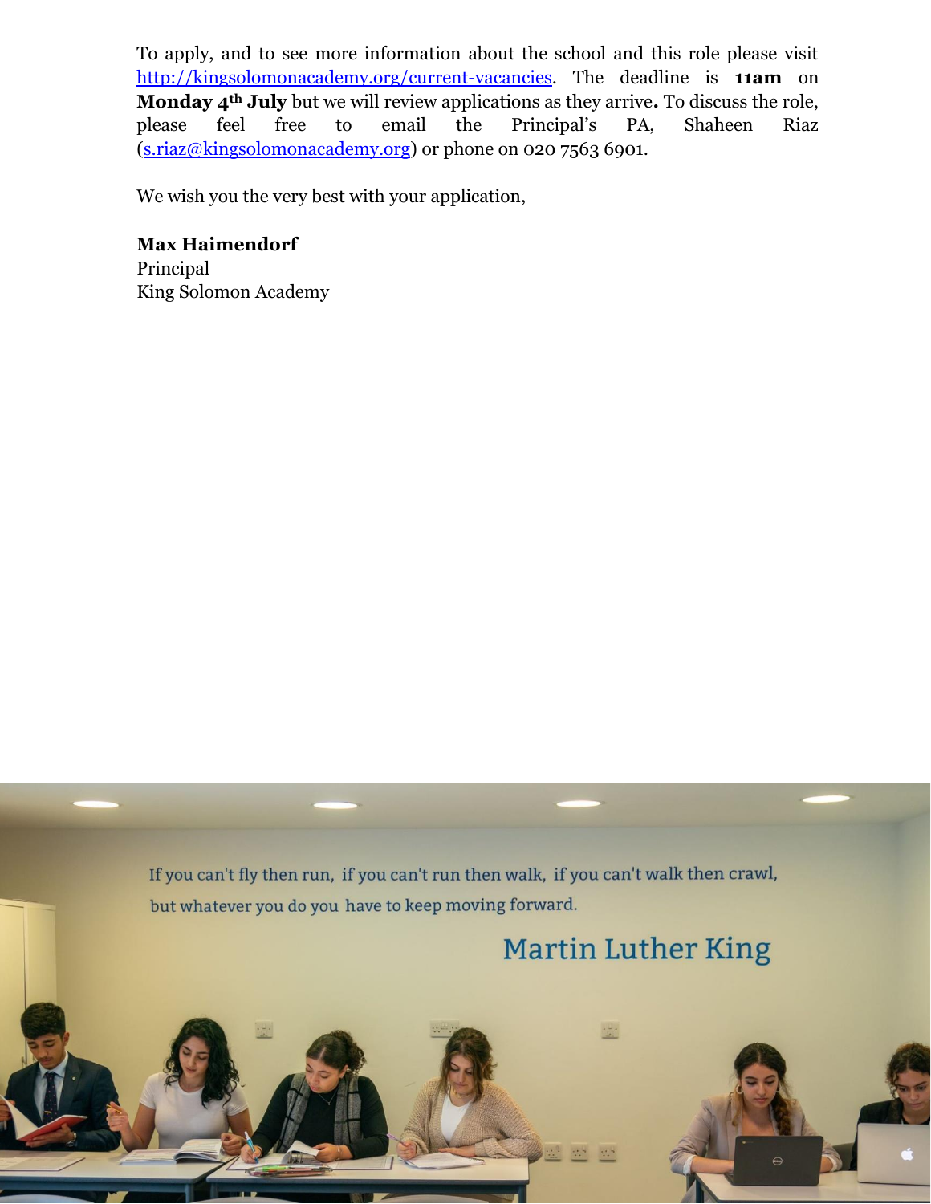To apply, and to see more information about the school and this role please visit [http://kingsolomonacademy.org/current-vacancies](http://kingsolomonacademy.org/current-vacancies). The deadline is **11am** on **Monday 4th July** but we will review applications as they arrive**.** To discuss the role, please feel free to email the Principal's PA, Shaheen Riaz ([s.riaz@kingsolomonacademy.org](mailto:s.riaz@kingsolomonacademy.org)) or phone on 020 7563 6901.

We wish you the very best with your application,

**Max Haimendorf**
Principal
King Solomon Academy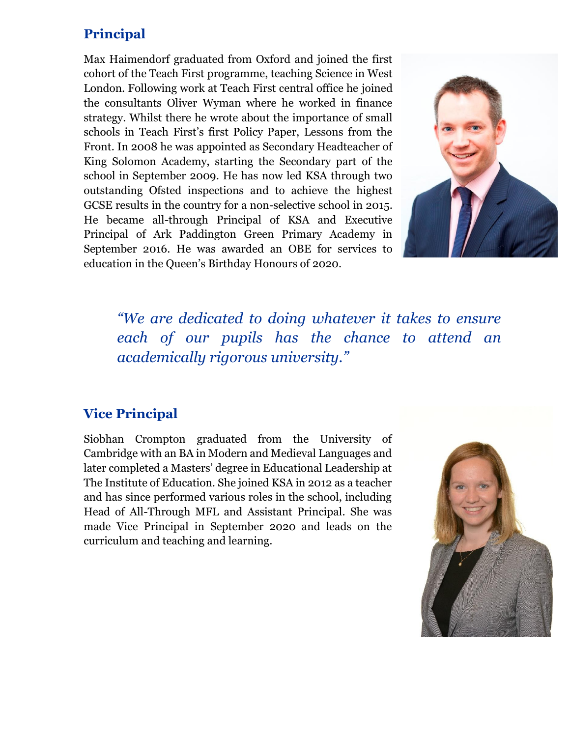## Principal

Max Haimendorf graduated from Oxford and joined the first cohort of the Teach First programme, teaching Science in West London. Following work at Teach First central office he joined the consultants Oliver Wyman where he worked in finance strategy. Whilst there he wrote about the importance of small schools in Teach First's first Policy Paper, Lessons from the Front. In 2008 he was appointed as Secondary Headteacher of King Solomon Academy, starting the Secondary part of the school in September 2009. He has now led KSA through two outstanding Ofsted inspections and to achieve the highest GCSE results in the country for a non-selective school in 2015. He became all-through Principal of KSA and Executive Principal of Ark Paddington Green Primary Academy in September 2016. He was awarded an OBE for services to education in the Queen's Birthday Honours of 2020.

*"We are dedicated to doing whatever it takes to ensure each of our pupils has the chance to attend an academically rigorous university."*

## Vice Principal

Siobhan Crompton graduated from the University of Cambridge with an BA in Modern and Medieval Languages and later completed a Masters' degree in Educational Leadership at The Institute of Education. She joined KSA in 2012 as a teacher and has since performed various roles in the school, including Head of All-Through MFL and Assistant Principal. She was made Vice Principal in September 2020 and leads on the curriculum and teaching and learning.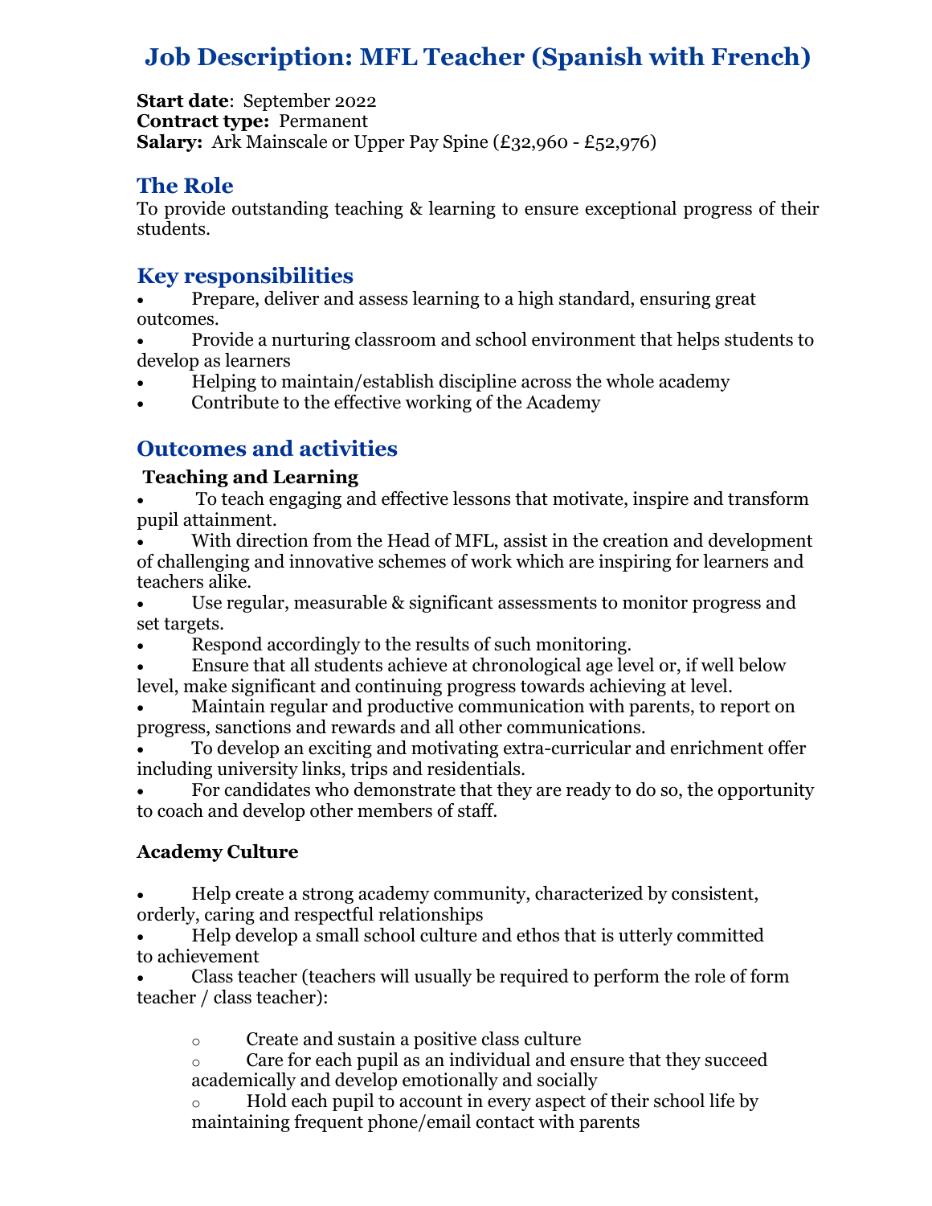# Job Description: MFL Teacher (Spanish with French)

**Start date**: September 2022
**Contract type:** Permanent
**Salary:** Ark Mainscale or Upper Pay Spine (£32,960 - £52,976)

## The Role

To provide outstanding teaching & learning to ensure exceptional progress of their students.

## Key responsibilities

- Prepare, deliver and assess learning to a high standard, ensuring great outcomes.
- Provide a nurturing classroom and school environment that helps students to develop as learners
- Helping to maintain/establish discipline across the whole academy
- Contribute to the effective working of the Academy

## Outcomes and activities

### Teaching and Learning

- To teach engaging and effective lessons that motivate, inspire and transform pupil attainment.
- With direction from the Head of MFL, assist in the creation and development of challenging and innovative schemes of work which are inspiring for learners and teachers alike.
- Use regular, measurable & significant assessments to monitor progress and set targets.
- Respond accordingly to the results of such monitoring.
- Ensure that all students achieve at chronological age level or, if well below level, make significant and continuing progress towards achieving at level.
- Maintain regular and productive communication with parents, to report on progress, sanctions and rewards and all other communications.
- To develop an exciting and motivating extra-curricular and enrichment offer including university links, trips and residentials.
- For candidates who demonstrate that they are ready to do so, the opportunity to coach and develop other members of staff.

### Academy Culture

- Help create a strong academy community, characterized by consistent, orderly, caring and respectful relationships
- Help develop a small school culture and ethos that is utterly committed to achievement
- Class teacher (teachers will usually be required to perform the role of form teacher / class teacher):
    - Create and sustain a positive class culture
    - Care for each pupil as an individual and ensure that they succeed academically and develop emotionally and socially
    - Hold each pupil to account in every aspect of their school life by maintaining frequent phone/email contact with parents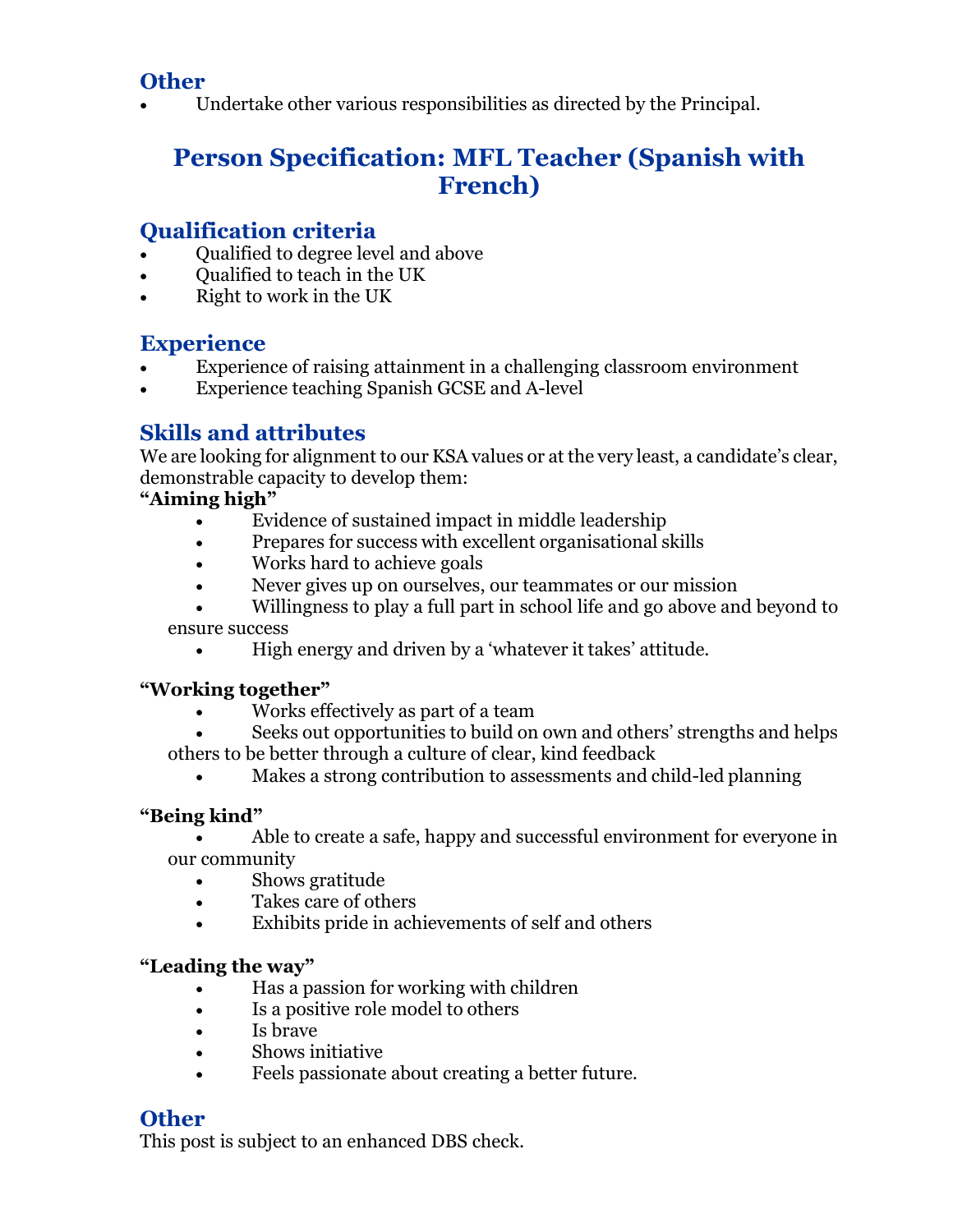## Other

- Undertake other various responsibilities as directed by the Principal.

# Person Specification: MFL Teacher (Spanish with French)

## Qualification criteria

- Qualified to degree level and above
- Qualified to teach in the UK
- Right to work in the UK

## Experience

- Experience of raising attainment in a challenging classroom environment
- Experience teaching Spanish GCSE and A-level

## Skills and attributes

We are looking for alignment to our KSA values or at the very least, a candidate's clear, demonstrable capacity to develop them:

**"Aiming high"**

- Evidence of sustained impact in middle leadership
- Prepares for success with excellent organisational skills
- Works hard to achieve goals
- Never gives up on ourselves, our teammates or our mission
- Willingness to play a full part in school life and go above and beyond to ensure success
- High energy and driven by a 'whatever it takes' attitude.

**"Working together"**

- Works effectively as part of a team
- Seeks out opportunities to build on own and others' strengths and helps others to be better through a culture of clear, kind feedback
- Makes a strong contribution to assessments and child-led planning

**"Being kind"**

- Able to create a safe, happy and successful environment for everyone in our community
- Shows gratitude
- Takes care of others
- Exhibits pride in achievements of self and others

**"Leading the way"**

- Has a passion for working with children
- Is a positive role model to others
- Is brave
- Shows initiative
- Feels passionate about creating a better future.

## Other

This post is subject to an enhanced DBS check.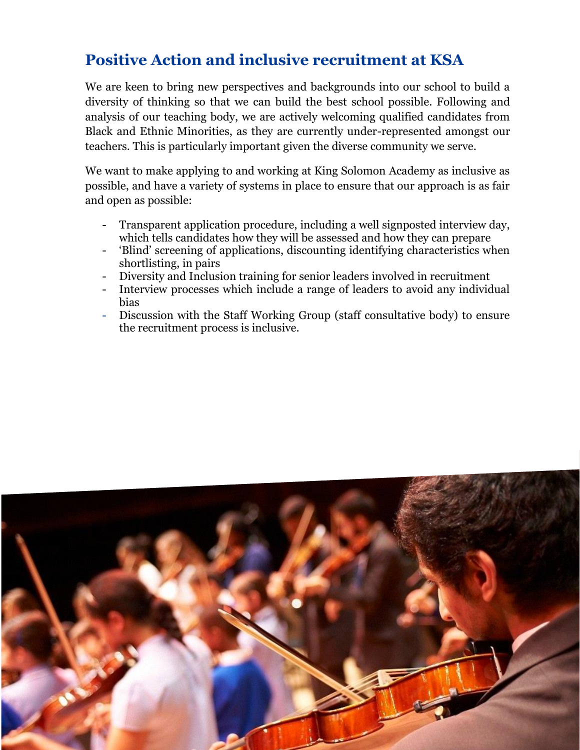## Positive Action and inclusive recruitment at KSA

We are keen to bring new perspectives and backgrounds into our school to build a diversity of thinking so that we can build the best school possible. Following and analysis of our teaching body, we are actively welcoming qualified candidates from Black and Ethnic Minorities, as they are currently under-represented amongst our teachers. This is particularly important given the diverse community we serve.

We want to make applying to and working at King Solomon Academy as inclusive as possible, and have a variety of systems in place to ensure that our approach is as fair and open as possible:

- Transparent application procedure, including a well signposted interview day, which tells candidates how they will be assessed and how they can prepare
- 'Blind' screening of applications, discounting identifying characteristics when shortlisting, in pairs
- Diversity and Inclusion training for senior leaders involved in recruitment
- Interview processes which include a range of leaders to avoid any individual bias
- Discussion with the Staff Working Group (staff consultative body) to ensure the recruitment process is inclusive.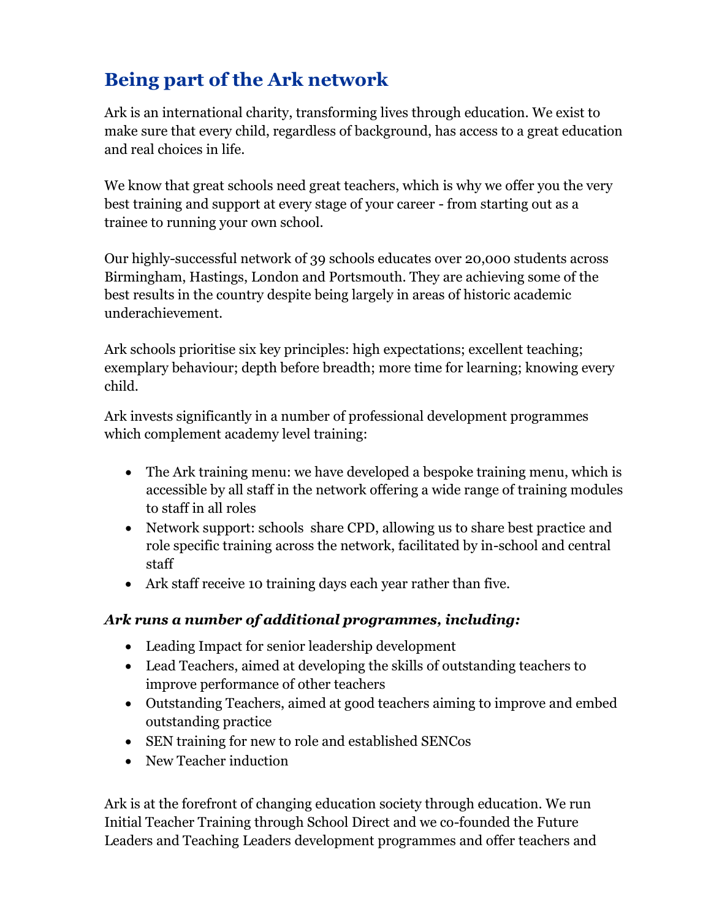## Being part of the Ark network

Ark is an international charity, transforming lives through education. We exist to make sure that every child, regardless of background, has access to a great education and real choices in life.

We know that great schools need great teachers, which is why we offer you the very best training and support at every stage of your career - from starting out as a trainee to running your own school.

Our highly-successful network of 39 schools educates over 20,000 students across Birmingham, Hastings, London and Portsmouth. They are achieving some of the best results in the country despite being largely in areas of historic academic underachievement.

Ark schools prioritise six key principles: high expectations; excellent teaching; exemplary behaviour; depth before breadth; more time for learning; knowing every child.

Ark invests significantly in a number of professional development programmes which complement academy level training:

- The Ark training menu: we have developed a bespoke training menu, which is accessible by all staff in the network offering a wide range of training modules to staff in all roles
- Network support: schools share CPD, allowing us to share best practice and role specific training across the network, facilitated by in-school and central staff
- Ark staff receive 10 training days each year rather than five.

***Ark runs a number of additional programmes, including:***

- Leading Impact for senior leadership development
- Lead Teachers, aimed at developing the skills of outstanding teachers to improve performance of other teachers
- Outstanding Teachers, aimed at good teachers aiming to improve and embed outstanding practice
- SEN training for new to role and established SENCos
- New Teacher induction

Ark is at the forefront of changing education society through education. We run Initial Teacher Training through School Direct and we co-founded the Future Leaders and Teaching Leaders development programmes and offer teachers and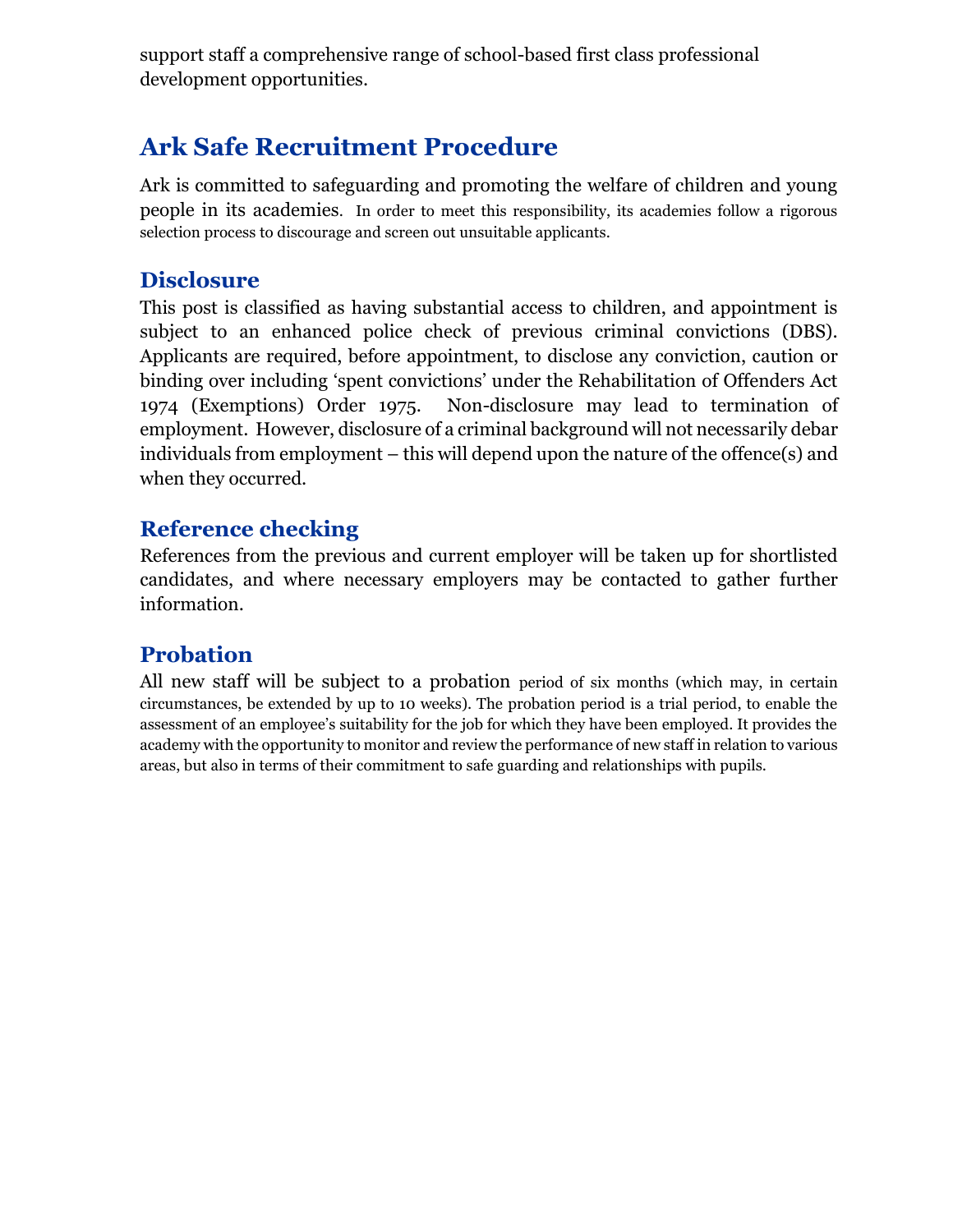support staff a comprehensive range of school-based first class professional development opportunities.

## Ark Safe Recruitment Procedure

Ark is committed to safeguarding and promoting the welfare of children and young people in its academies. In order to meet this responsibility, its academies follow a rigorous selection process to discourage and screen out unsuitable applicants.

### Disclosure

This post is classified as having substantial access to children, and appointment is subject to an enhanced police check of previous criminal convictions (DBS). Applicants are required, before appointment, to disclose any conviction, caution or binding over including 'spent convictions' under the Rehabilitation of Offenders Act 1974 (Exemptions) Order 1975. Non-disclosure may lead to termination of employment. However, disclosure of a criminal background will not necessarily debar individuals from employment – this will depend upon the nature of the offence(s) and when they occurred.

### Reference checking

References from the previous and current employer will be taken up for shortlisted candidates, and where necessary employers may be contacted to gather further information.

### Probation

All new staff will be subject to a probation period of six months (which may, in certain circumstances, be extended by up to 10 weeks). The probation period is a trial period, to enable the assessment of an employee's suitability for the job for which they have been employed. It provides the academy with the opportunity to monitor and review the performance of new staff in relation to various areas, but also in terms of their commitment to safe guarding and relationships with pupils.